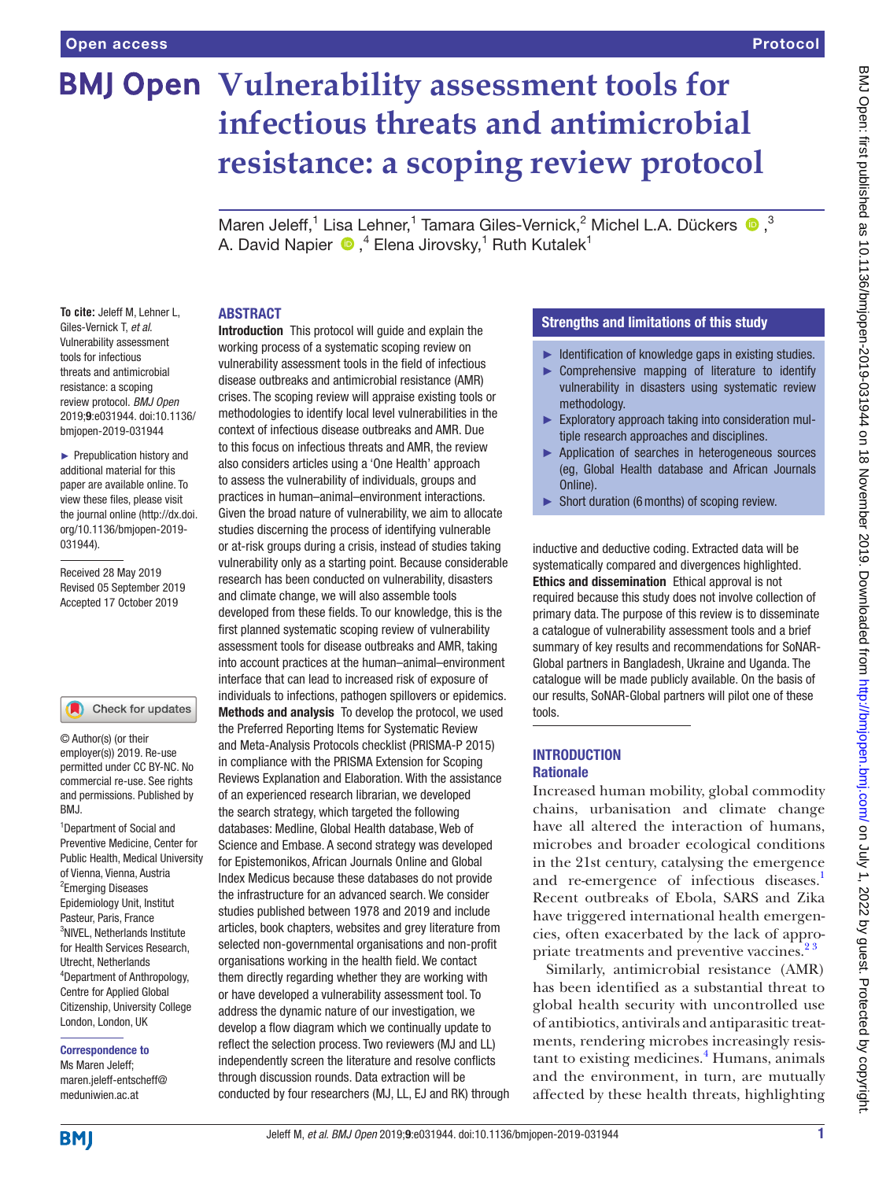# Vulnerability assessment tools for infectious threats and antimicrobial resistance: a scoping review protocol

Maren Jeleff,[1] Lisa Lehner,[1] Tamara Giles-Vernick,[2] Michel L.A. Dückers,[3] A. David Napier,[4] Elena Jirovsky,[1] Ruth Kutalek[1]

**To cite:** Jeleff M, Lehner L, Giles-Vernick T, *et al.* Vulnerability assessment tools for infectious threats and antimicrobial resistance: a scoping review protocol. *BMJ Open* 2019;**9**:e031944. doi:10.1136/bmjopen-2019-031944

► Prepublication history and additional material for this paper are available online. To view these files, please visit the journal online (http://dx.doi.org/10.1136/bmjopen-2019-031944).

Received 28 May 2019
Revised 05 September 2019
Accepted 17 October 2019

© Author(s) (or their employer(s)) 2019. Re-use permitted under CC BY-NC. No commercial re-use. See rights and permissions. Published by BMJ.

[1]Department of Social and Preventive Medicine, Center for Public Health, Medical University of Vienna, Vienna, Austria
[2]Emerging Diseases Epidemiology Unit, Institut Pasteur, Paris, France
[3]NIVEL, Netherlands Institute for Health Services Research, Utrecht, Netherlands
[4]Department of Anthropology, Centre for Applied Global Citizenship, University College London, London, UK

**Correspondence to**
Ms Maren Jeleff;
maren.jeleff-entscheff@meduniwien.ac.at

## ABSTRACT

**Introduction** This protocol will guide and explain the working process of a systematic scoping review on vulnerability assessment tools in the field of infectious disease outbreaks and antimicrobial resistance (AMR) crises. The scoping review will appraise existing tools or methodologies to identify local level vulnerabilities in the context of infectious disease outbreaks and AMR. Due to this focus on infectious threats and AMR, the review also considers articles using a 'One Health' approach to assess the vulnerability of individuals, groups and practices in human–animal–environment interactions. Given the broad nature of vulnerability, we aim to allocate studies discerning the process of identifying vulnerable or at-risk groups during a crisis, instead of studies taking vulnerability only as a starting point. Because considerable research has been conducted on vulnerability, disasters and climate change, we will also assemble tools developed from these fields. To our knowledge, this is the first planned systematic scoping review of vulnerability assessment tools for disease outbreaks and AMR, taking into account practices at the human–animal–environment interface that can lead to increased risk of exposure of individuals to infections, pathogen spillovers or epidemics.

**Methods and analysis** To develop the protocol, we used the Preferred Reporting Items for Systematic Review and Meta-Analysis Protocols checklist (PRISMA-P 2015) in compliance with the PRISMA Extension for Scoping Reviews Explanation and Elaboration. With the assistance of an experienced research librarian, we developed the search strategy, which targeted the following databases: Medline, Global Health database, Web of Science and Embase. A second strategy was developed for Epistemonikos, African Journals Online and Global Index Medicus because these databases do not provide the infrastructure for an advanced search. We consider studies published between 1978 and 2019 and include articles, book chapters, websites and grey literature from selected non-governmental organisations and non-profit organisations working in the health field. We contact them directly regarding whether they are working with or have developed a vulnerability assessment tool. To address the dynamic nature of our investigation, we develop a flow diagram which we continually update to reflect the selection process. Two reviewers (MJ and LL) independently screen the literature and resolve conflicts through discussion rounds. Data extraction will be conducted by four researchers (MJ, LL, EJ and RK) through inductive and deductive coding. Extracted data will be systematically compared and divergences highlighted.

**Ethics and dissemination** Ethical approval is not required because this study does not involve collection of primary data. The purpose of this review is to disseminate a catalogue of vulnerability assessment tools and a brief summary of key results and recommendations for SoNAR-Global partners in Bangladesh, Ukraine and Uganda. The catalogue will be made publicly available. On the basis of our results, SoNAR-Global partners will pilot one of these tools.

## Strengths and limitations of this study

- ► Identification of knowledge gaps in existing studies.
- ► Comprehensive mapping of literature to identify vulnerability in disasters using systematic review methodology.
- ► Exploratory approach taking into consideration multiple research approaches and disciplines.
- ► Application of searches in heterogeneous sources (eg, Global Health database and African Journals Online).
- ► Short duration (6 months) of scoping review.

## INTRODUCTION

### Rationale

Increased human mobility, global commodity chains, urbanisation and climate change have all altered the interaction of humans, microbes and broader ecological conditions in the 21st century, catalysing the emergence and re-emergence of infectious diseases.[1] Recent outbreaks of Ebola, SARS and Zika have triggered international health emergencies, often exacerbated by the lack of appropriate treatments and preventive vaccines.[2 3]

Similarly, antimicrobial resistance (AMR) has been identified as a substantial threat to global health security with uncontrolled use of antibiotics, antivirals and antiparasitic treatments, rendering microbes increasingly resistant to existing medicines.[4] Humans, animals and the environment, in turn, are mutually affected by these health threats, highlighting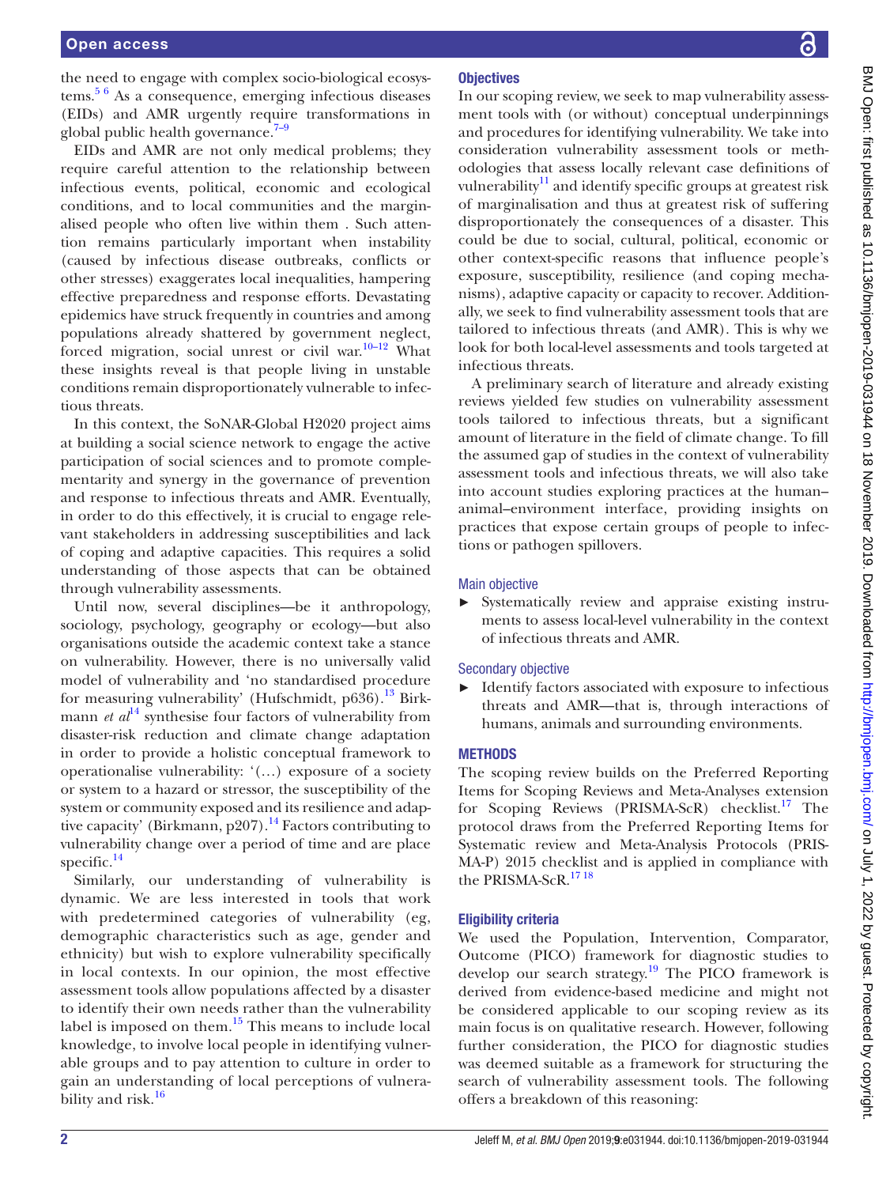the need to engage with complex socio-biological ecosystems.[5 6] As a consequence, emerging infectious diseases (EIDs) and AMR urgently require transformations in global public health governance.[7–9]

EIDs and AMR are not only medical problems; they require careful attention to the relationship between infectious events, political, economic and ecological conditions, and to local communities and the marginalised people who often live within them . Such attention remains particularly important when instability (caused by infectious disease outbreaks, conflicts or other stresses) exaggerates local inequalities, hampering effective preparedness and response efforts. Devastating epidemics have struck frequently in countries and among populations already shattered by government neglect, forced migration, social unrest or civil war.[10–12] What these insights reveal is that people living in unstable conditions remain disproportionately vulnerable to infectious threats.

In this context, the SoNAR-Global H2020 project aims at building a social science network to engage the active participation of social sciences and to promote complementarity and synergy in the governance of prevention and response to infectious threats and AMR. Eventually, in order to do this effectively, it is crucial to engage relevant stakeholders in addressing susceptibilities and lack of coping and adaptive capacities. This requires a solid understanding of those aspects that can be obtained through vulnerability assessments.

Until now, several disciplines—be it anthropology, sociology, psychology, geography or ecology—but also organisations outside the academic context take a stance on vulnerability. However, there is no universally valid model of vulnerability and 'no standardised procedure for measuring vulnerability' (Hufschmidt, p636).[13] Birkmann *et al*[14] synthesise four factors of vulnerability from disaster-risk reduction and climate change adaptation in order to provide a holistic conceptual framework to operationalise vulnerability: '(…) exposure of a society or system to a hazard or stressor, the susceptibility of the system or community exposed and its resilience and adaptive capacity' (Birkmann, p207).[14] Factors contributing to vulnerability change over a period of time and are place specific.[14]

Similarly, our understanding of vulnerability is dynamic. We are less interested in tools that work with predetermined categories of vulnerability (eg, demographic characteristics such as age, gender and ethnicity) but wish to explore vulnerability specifically in local contexts. In our opinion, the most effective assessment tools allow populations affected by a disaster to identify their own needs rather than the vulnerability label is imposed on them.[15] This means to include local knowledge, to involve local people in identifying vulnerable groups and to pay attention to culture in order to gain an understanding of local perceptions of vulnerability and risk.[16]

## Objectives

In our scoping review, we seek to map vulnerability assessment tools with (or without) conceptual underpinnings and procedures for identifying vulnerability. We take into consideration vulnerability assessment tools or methodologies that assess locally relevant case definitions of vulnerability[11] and identify specific groups at greatest risk of marginalisation and thus at greatest risk of suffering disproportionately the consequences of a disaster. This could be due to social, cultural, political, economic or other context-specific reasons that influence people's exposure, susceptibility, resilience (and coping mechanisms), adaptive capacity or capacity to recover. Additionally, we seek to find vulnerability assessment tools that are tailored to infectious threats (and AMR). This is why we look for both local-level assessments and tools targeted at infectious threats.

A preliminary search of literature and already existing reviews yielded few studies on vulnerability assessment tools tailored to infectious threats, but a significant amount of literature in the field of climate change. To fill the assumed gap of studies in the context of vulnerability assessment tools and infectious threats, we will also take into account studies exploring practices at the human–animal–environment interface, providing insights on practices that expose certain groups of people to infections or pathogen spillovers.

### Main objective

- Systematically review and appraise existing instruments to assess local-level vulnerability in the context of infectious threats and AMR.

### Secondary objective

- Identify factors associated with exposure to infectious threats and AMR—that is, through interactions of humans, animals and surrounding environments.

## METHODS

The scoping review builds on the Preferred Reporting Items for Scoping Reviews and Meta-Analyses extension for Scoping Reviews (PRISMA-ScR) checklist.[17] The protocol draws from the Preferred Reporting Items for Systematic review and Meta-Analysis Protocols (PRISMA-P) 2015 checklist and is applied in compliance with the PRISMA-ScR.[17 18]

### Eligibility criteria

We used the Population, Intervention, Comparator, Outcome (PICO) framework for diagnostic studies to develop our search strategy.[19] The PICO framework is derived from evidence-based medicine and might not be considered applicable to our scoping review as its main focus is on qualitative research. However, following further consideration, the PICO for diagnostic studies was deemed suitable as a framework for structuring the search of vulnerability assessment tools. The following offers a breakdown of this reasoning: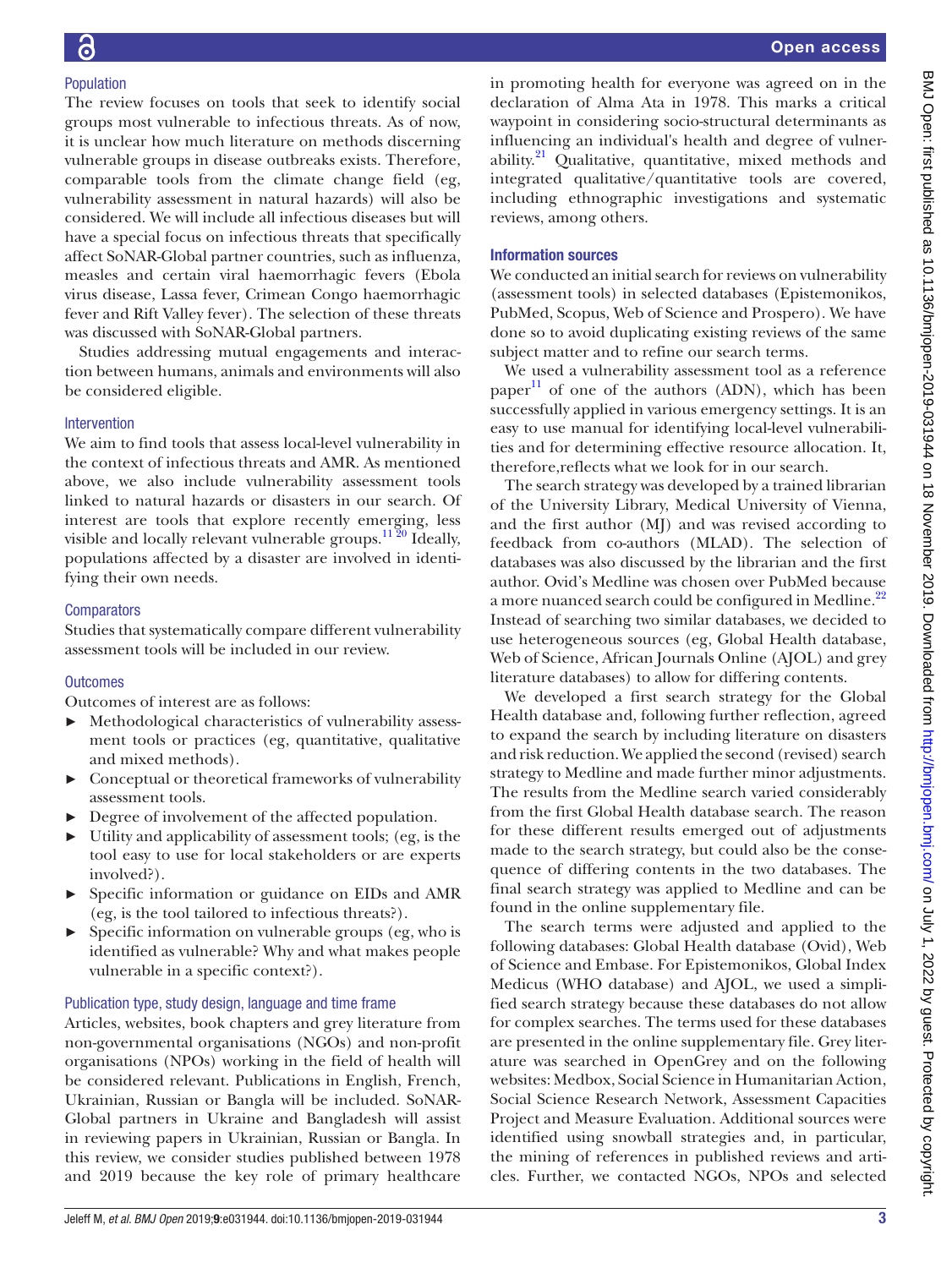### Population

The review focuses on tools that seek to identify social groups most vulnerable to infectious threats. As of now, it is unclear how much literature on methods discerning vulnerable groups in disease outbreaks exists. Therefore, comparable tools from the climate change field (eg, vulnerability assessment in natural hazards) will also be considered. We will include all infectious diseases but will have a special focus on infectious threats that specifically affect SoNAR-Global partner countries, such as influenza, measles and certain viral haemorrhagic fevers (Ebola virus disease, Lassa fever, Crimean Congo haemorrhagic fever and Rift Valley fever). The selection of these threats was discussed with SoNAR-Global partners.

Studies addressing mutual engagements and interaction between humans, animals and environments will also be considered eligible.

### Intervention

We aim to find tools that assess local-level vulnerability in the context of infectious threats and AMR. As mentioned above, we also include vulnerability assessment tools linked to natural hazards or disasters in our search. Of interest are tools that explore recently emerging, less visible and locally relevant vulnerable groups.[11 20] Ideally, populations affected by a disaster are involved in identifying their own needs.

### Comparators

Studies that systematically compare different vulnerability assessment tools will be included in our review.

### Outcomes

Outcomes of interest are as follows:

- Methodological characteristics of vulnerability assessment tools or practices (eg, quantitative, qualitative and mixed methods).
- Conceptual or theoretical frameworks of vulnerability assessment tools.
- Degree of involvement of the affected population.
- Utility and applicability of assessment tools; (eg, is the tool easy to use for local stakeholders or are experts involved?).
- Specific information or guidance on EIDs and AMR (eg, is the tool tailored to infectious threats?).
- Specific information on vulnerable groups (eg, who is identified as vulnerable? Why and what makes people vulnerable in a specific context?).

### Publication type, study design, language and time frame

Articles, websites, book chapters and grey literature from non-governmental organisations (NGOs) and non-profit organisations (NPOs) working in the field of health will be considered relevant. Publications in English, French, Ukrainian, Russian or Bangla will be included. SoNAR-Global partners in Ukraine and Bangladesh will assist in reviewing papers in Ukrainian, Russian or Bangla. In this review, we consider studies published between 1978 and 2019 because the key role of primary healthcare in promoting health for everyone was agreed on in the declaration of Alma Ata in 1978. This marks a critical waypoint in considering socio-structural determinants as influencing an individual's health and degree of vulnerability.[21] Qualitative, quantitative, mixed methods and integrated qualitative/quantitative tools are covered, including ethnographic investigations and systematic reviews, among others.

## Information sources

We conducted an initial search for reviews on vulnerability (assessment tools) in selected databases (Epistemonikos, PubMed, Scopus, Web of Science and Prospero). We have done so to avoid duplicating existing reviews of the same subject matter and to refine our search terms.

We used a vulnerability assessment tool as a reference paper[11] of one of the authors (ADN), which has been successfully applied in various emergency settings. It is an easy to use manual for identifying local-level vulnerabilities and for determining effective resource allocation. It, therefore,reflects what we look for in our search.

The search strategy was developed by a trained librarian of the University Library, Medical University of Vienna, and the first author (MJ) and was revised according to feedback from co-authors (MLAD). The selection of databases was also discussed by the librarian and the first author. Ovid's Medline was chosen over PubMed because a more nuanced search could be configured in Medline.[22] Instead of searching two similar databases, we decided to use heterogeneous sources (eg, Global Health database, Web of Science, African Journals Online (AJOL) and grey literature databases) to allow for differing contents.

We developed a first search strategy for the Global Health database and, following further reflection, agreed to expand the search by including literature on disasters and risk reduction. We applied the second (revised) search strategy to Medline and made further minor adjustments. The results from the Medline search varied considerably from the first Global Health database search. The reason for these different results emerged out of adjustments made to the search strategy, but could also be the consequence of differing contents in the two databases. The final search strategy was applied to Medline and can be found in the online supplementary file.

The search terms were adjusted and applied to the following databases: Global Health database (Ovid), Web of Science and Embase. For Epistemonikos, Global Index Medicus (WHO database) and AJOL, we used a simplified search strategy because these databases do not allow for complex searches. The terms used for these databases are presented in the online supplementary file. Grey literature was searched in OpenGrey and on the following websites: Medbox, Social Science in Humanitarian Action, Social Science Research Network, Assessment Capacities Project and Measure Evaluation. Additional sources were identified using snowball strategies and, in particular, the mining of references in published reviews and articles. Further, we contacted NGOs, NPOs and selected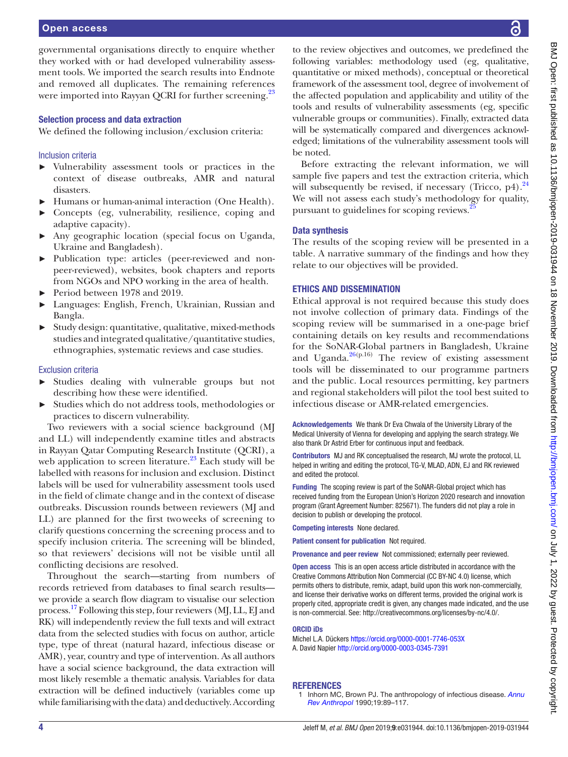governmental organisations directly to enquire whether they worked with or had developed vulnerability assessment tools. We imported the search results into Endnote and removed all duplicates. The remaining references were imported into Rayyan QCRI for further screening.[23]

### Selection process and data extraction

We defined the following inclusion/exclusion criteria:

#### Inclusion criteria

- Vulnerability assessment tools or practices in the context of disease outbreaks, AMR and natural disasters.
- Humans or human-animal interaction (One Health).
- Concepts (eg, vulnerability, resilience, coping and adaptive capacity).
- Any geographic location (special focus on Uganda, Ukraine and Bangladesh).
- Publication type: articles (peer-reviewed and non-peer-reviewed), websites, book chapters and reports from NGOs and NPO working in the area of health.
- Period between 1978 and 2019.
- Languages: English, French, Ukrainian, Russian and Bangla.
- Study design: quantitative, qualitative, mixed-methods studies and integrated qualitative/quantitative studies, ethnographies, systematic reviews and case studies.

#### Exclusion criteria

- Studies dealing with vulnerable groups but not describing how these were identified.
- Studies which do not address tools, methodologies or practices to discern vulnerability.

Two reviewers with a social science background (MJ and LL) will independently examine titles and abstracts in Rayyan Qatar Computing Research Institute (QCRI), a web application to screen literature.[23] Each study will be labelled with reasons for inclusion and exclusion. Distinct labels will be used for vulnerability assessment tools used in the field of climate change and in the context of disease outbreaks. Discussion rounds between reviewers (MJ and LL) are planned for the first two weeks of screening to clarify questions concerning the screening process and to specify inclusion criteria. The screening will be blinded, so that reviewers' decisions will not be visible until all conflicting decisions are resolved.

Throughout the search—starting from numbers of records retrieved from databases to final search results—we provide a search flow diagram to visualise our selection process.[17] Following this step, four reviewers (MJ, LL, EJ and RK) will independently review the full texts and will extract data from the selected studies with focus on author, article type, type of threat (natural hazard, infectious disease or AMR), year, country and type of intervention. As all authors have a social science background, the data extraction will most likely resemble a thematic analysis. Variables for data extraction will be defined inductively (variables come up while familiarising with the data) and deductively. According to the review objectives and outcomes, we predefined the following variables: methodology used (eg, qualitative, quantitative or mixed methods), conceptual or theoretical framework of the assessment tool, degree of involvement of the affected population and applicability and utility of the tools and results of vulnerability assessments (eg, specific vulnerable groups or communities). Finally, extracted data will be systematically compared and divergences acknowledged; limitations of the vulnerability assessment tools will be noted.

Before extracting the relevant information, we will sample five papers and test the extraction criteria, which will subsequently be revised, if necessary (Tricco, p4).[24] We will not assess each study's methodology for quality, pursuant to guidelines for scoping reviews.[25]

### Data synthesis

The results of the scoping review will be presented in a table. A narrative summary of the findings and how they relate to our objectives will be provided.

## ETHICS AND DISSEMINATION

Ethical approval is not required because this study does not involve collection of primary data. Findings of the scoping review will be summarised in a one-page brief containing details on key results and recommendations for the SoNAR-Global partners in Bangladesh, Ukraine and Uganda.[26(p.16)] The review of existing assessment tools will be disseminated to our programme partners and the public. Local resources permitting, key partners and regional stakeholders will pilot the tool best suited to infectious disease or AMR-related emergencies.

**Acknowledgements** We thank Dr Eva Chwala of the University Library of the Medical University of Vienna for developing and applying the search strategy. We also thank Dr Astrid Erber for continuous input and feedback.

**Contributors** MJ and RK conceptualised the research, MJ wrote the protocol, LL helped in writing and editing the protocol, TG-V, MLAD, ADN, EJ and RK reviewed and edited the protocol.

**Funding** The scoping review is part of the SoNAR-Global project which has received funding from the European Union's Horizon 2020 research and innovation program (Grant Agreement Number: 825671). The funders did not play a role in decision to publish or developing the protocol.

**Competing interests** None declared.

**Patient consent for publication** Not required.

**Provenance and peer review** Not commissioned; externally peer reviewed.

**Open access** This is an open access article distributed in accordance with the Creative Commons Attribution Non Commercial (CC BY-NC 4.0) license, which permits others to distribute, remix, adapt, build upon this work non-commercially, and license their derivative works on different terms, provided the original work is properly cited, appropriate credit is given, any changes made indicated, and the use is non-commercial. See: http://creativecommons.org/licenses/by-nc/4.0/.

**ORCID iDs**

Michel L.A. Dückers https://orcid.org/0000-0001-7746-053X

A. David Napier http://orcid.org/0000-0003-0345-7391

## REFERENCES

1. Inhorn MC, Brown PJ. The anthropology of infectious disease. *Annu Rev Anthropol* 1990;19:89–117.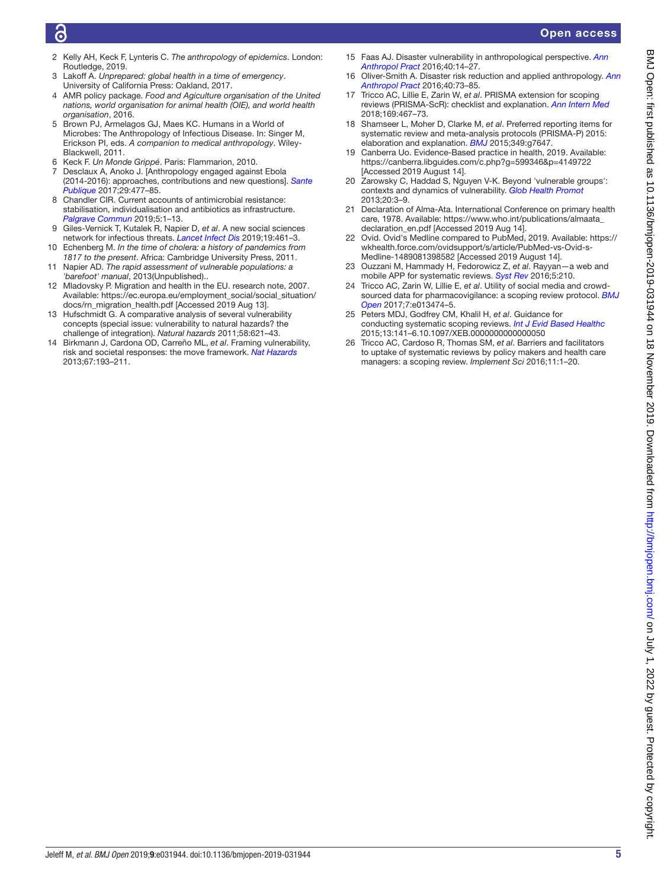2. Kelly AH, Keck F, Lynteris C. *The anthropology of epidemics*. London: Routledge, 2019.
3. Lakoff A. *Unprepared: global health in a time of emergency*. University of California Press: Oakland, 2017.
4. AMR policy package. *Food and Agiculture organisation of the United nations, world organisation for animal health (OIE), and world health organisation*, 2016.
5. Brown PJ, Armelagos GJ, Maes KC. Humans in a World of Microbes: The Anthropology of Infectious Disease. In: Singer M, Erickson PI, eds. *A companion to medical anthropology*. Wiley-Blackwell, 2011.
6. Keck F. *Un Monde Grippé*. Paris: Flammarion, 2010.
7. Desclaux A, Anoko J. [Anthropology engaged against Ebola (2014-2016): approaches, contributions and new questions]. *Sante Publique* 2017;29:477–85.
8. Chandler CIR. Current accounts of antimicrobial resistance: stabilisation, individualisation and antibiotics as infrastructure. *Palgrave Commun* 2019;5:1–13.
9. Giles-Vernick T, Kutalek R, Napier D, *et al*. A new social sciences network for infectious threats. *Lancet Infect Dis* 2019;19:461–3.
10. Echenberg M. *In the time of cholera: a history of pandemics from 1817 to the present*. Africa: Cambridge University Press, 2011.
11. Napier AD. *The rapid assessment of vulnerable populations: a 'barefoot' manual*, 2013(Unpublished)..
12. Mladovsky P. Migration and health in the EU. research note, 2007. Available: https://ec.europa.eu/employment_social/social_situation/docs/rn_migration_health.pdf [Accessed 2019 Aug 13].
13. Hufschmidt G. A comparative analysis of several vulnerability concepts (special issue: vulnerability to natural hazards? the challenge of integration). *Natural hazards* 2011;58:621–43.
14. Birkmann J, Cardona OD, Carreño ML, *et al*. Framing vulnerability, risk and societal responses: the move framework. *Nat Hazards* 2013;67:193–211.
15. Faas AJ. Disaster vulnerability in anthropological perspective. *Ann Anthropol Pract* 2016;40:14–27.
16. Oliver-Smith A. Disaster risk reduction and applied anthropology. *Ann Anthropol Pract* 2016;40:73–85.
17. Tricco AC, Lillie E, Zarin W, *et al*. PRISMA extension for scoping reviews (PRISMA-ScR): checklist and explanation. *Ann Intern Med* 2018;169:467–73.
18. Shamseer L, Moher D, Clarke M, *et al*. Preferred reporting items for systematic review and meta-analysis protocols (PRISMA-P) 2015: elaboration and explanation. *BMJ* 2015;349:g7647.
19. Canberra Uo. Evidence-Based practice in health, 2019. Available: https://canberra.libguides.com/c.php?g=599346&p=4149722 [Accessed 2019 August 14].
20. Zarowsky C, Haddad S, Nguyen V-K. Beyond 'vulnerable groups': contexts and dynamics of vulnerability. *Glob Health Promot* 2013;20:3–9.
21. Declaration of Alma-Ata. International Conference on primary health care, 1978. Available: https://www.who.int/publications/almaata_declaration_en.pdf [Accessed 2019 Aug 14].
22. Ovid. Ovid's Medline compared to PubMed, 2019. Available: https://wkhealth.force.com/ovidsupport/s/article/PubMed-vs-Ovid-s-Medline-1489081398582 [Accessed 2019 August 14].
23. Ouzzani M, Hammady H, Fedorowicz Z, *et al*. Rayyan—a web and mobile APP for systematic reviews. *Syst Rev* 2016;5:210.
24. Tricco AC, Zarin W, Lillie E, *et al*. Utility of social media and crowd-sourced data for pharmacovigilance: a scoping review protocol. *BMJ Open* 2017;7:e013474–5.
25. Peters MDJ, Godfrey CM, Khalil H, *et al*. Guidance for conducting systematic scoping reviews. *Int J Evid Based Healthc* 2015;13:141–6.10.1097/XEB.0000000000000050
26. Tricco AC, Cardoso R, Thomas SM, *et al*. Barriers and facilitators to uptake of systematic reviews by policy makers and health care managers: a scoping review. *Implement Sci* 2016;11:1–20.